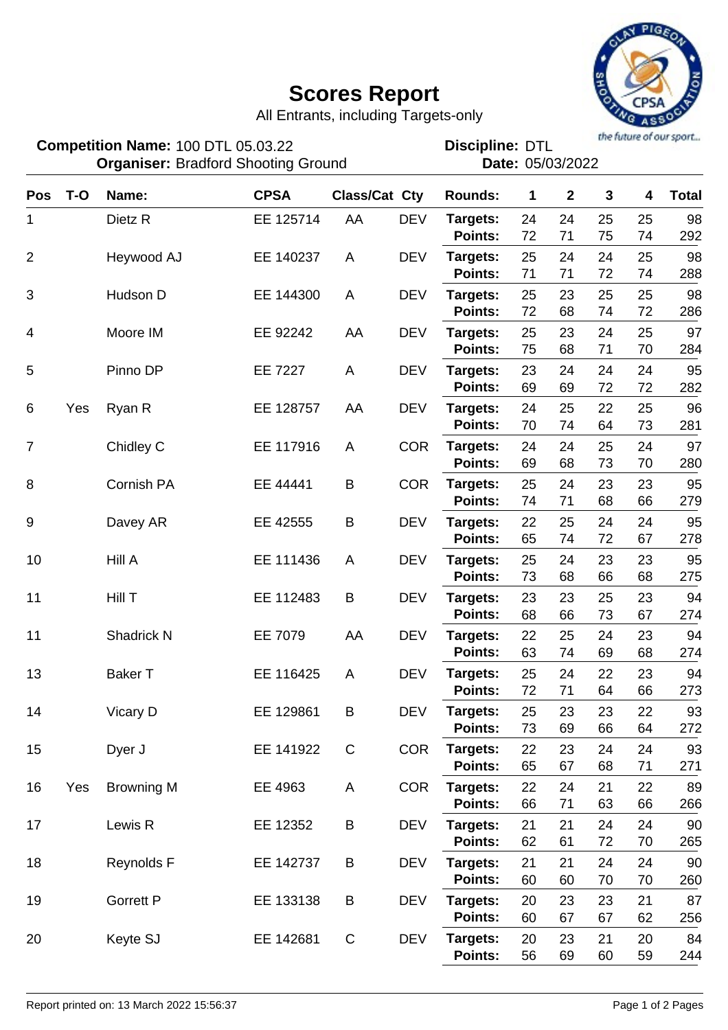# Scores Report

All Entrants, including Targets-only

**Competition Name:** 100 DTL 05.03.22
**Organiser:** Bradford Shooting Ground

**Discipline:** DTL
**Date:** 05/03/2022

| Pos | T-O | Name: | CPSA | Class/Cat | Cty | Rounds: | 1 | 2 | 3 | 4 | Total |
|---|---|---|---|---|---|---|---|---|---|---|---|
| 1 | | Dietz R | EE 125714 | AA | DEV | Targets: | 24 | 24 | 25 | 25 | 98 |
| | | | | | | Points: | 72 | 71 | 75 | 74 | 292 |
| 2 | | Heywood AJ | EE 140237 | A | DEV | Targets: | 25 | 24 | 24 | 25 | 98 |
| | | | | | | Points: | 71 | 71 | 72 | 74 | 288 |
| 3 | | Hudson D | EE 144300 | A | DEV | Targets: | 25 | 23 | 25 | 25 | 98 |
| | | | | | | Points: | 72 | 68 | 74 | 72 | 286 |
| 4 | | Moore IM | EE 92242 | AA | DEV | Targets: | 25 | 23 | 24 | 25 | 97 |
| | | | | | | Points: | 75 | 68 | 71 | 70 | 284 |
| 5 | | Pinno DP | EE 7227 | A | DEV | Targets: | 23 | 24 | 24 | 24 | 95 |
| | | | | | | Points: | 69 | 69 | 72 | 72 | 282 |
| 6 | Yes | Ryan R | EE 128757 | AA | DEV | Targets: | 24 | 25 | 22 | 25 | 96 |
| | | | | | | Points: | 70 | 74 | 64 | 73 | 281 |
| 7 | | Chidley C | EE 117916 | A | COR | Targets: | 24 | 24 | 25 | 24 | 97 |
| | | | | | | Points: | 69 | 68 | 73 | 70 | 280 |
| 8 | | Cornish PA | EE 44441 | B | COR | Targets: | 25 | 24 | 23 | 23 | 95 |
| | | | | | | Points: | 74 | 71 | 68 | 66 | 279 |
| 9 | | Davey AR | EE 42555 | B | DEV | Targets: | 22 | 25 | 24 | 24 | 95 |
| | | | | | | Points: | 65 | 74 | 72 | 67 | 278 |
| 10 | | Hill A | EE 111436 | A | DEV | Targets: | 25 | 24 | 23 | 23 | 95 |
| | | | | | | Points: | 73 | 68 | 66 | 68 | 275 |
| 11 | | Hill T | EE 112483 | B | DEV | Targets: | 23 | 23 | 25 | 23 | 94 |
| | | | | | | Points: | 68 | 66 | 73 | 67 | 274 |
| 11 | | Shadrick N | EE 7079 | AA | DEV | Targets: | 22 | 25 | 24 | 23 | 94 |
| | | | | | | Points: | 63 | 74 | 69 | 68 | 274 |
| 13 | | Baker T | EE 116425 | A | DEV | Targets: | 25 | 24 | 22 | 23 | 94 |
| | | | | | | Points: | 72 | 71 | 64 | 66 | 273 |
| 14 | | Vicary D | EE 129861 | B | DEV | Targets: | 25 | 23 | 23 | 22 | 93 |
| | | | | | | Points: | 73 | 69 | 66 | 64 | 272 |
| 15 | | Dyer J | EE 141922 | C | COR | Targets: | 22 | 23 | 24 | 24 | 93 |
| | | | | | | Points: | 65 | 67 | 68 | 71 | 271 |
| 16 | Yes | Browning M | EE 4963 | A | COR | Targets: | 22 | 24 | 21 | 22 | 89 |
| | | | | | | Points: | 66 | 71 | 63 | 66 | 266 |
| 17 | | Lewis R | EE 12352 | B | DEV | Targets: | 21 | 21 | 24 | 24 | 90 |
| | | | | | | Points: | 62 | 61 | 72 | 70 | 265 |
| 18 | | Reynolds F | EE 142737 | B | DEV | Targets: | 21 | 21 | 24 | 24 | 90 |
| | | | | | | Points: | 60 | 60 | 70 | 70 | 260 |
| 19 | | Gorrett P | EE 133138 | B | DEV | Targets: | 20 | 23 | 23 | 21 | 87 |
| | | | | | | Points: | 60 | 67 | 67 | 62 | 256 |
| 20 | | Keyte SJ | EE 142681 | C | DEV | Targets: | 20 | 23 | 21 | 20 | 84 |
| | | | | | | Points: | 56 | 69 | 60 | 59 | 244 |

Report printed on: 13 March 2022 15:56:37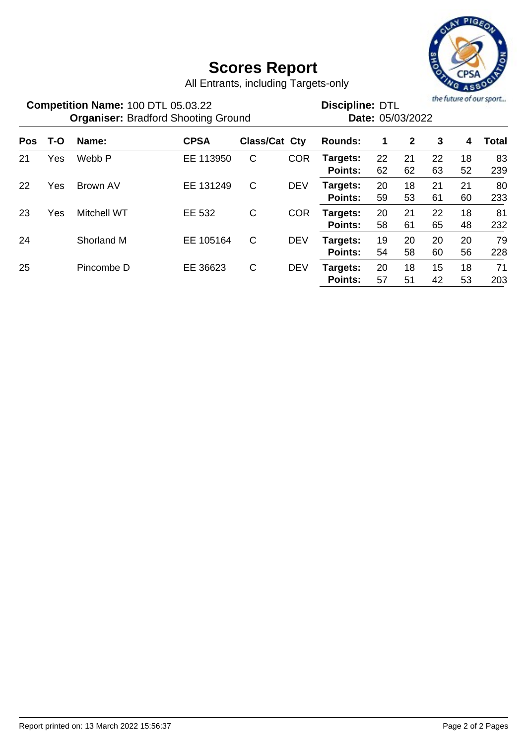# Scores Report

All Entrants, including Targets-only

**Competition Name:** 100 DTL 05.03.22
**Organiser:** Bradford Shooting Ground

**Discipline:** DTL
**Date:** 05/03/2022

| Pos | T-O | Name: | CPSA | Class/Cat | Cty | Rounds: | 1 | 2 | 3 | 4 | Total |
|---|---|---|---|---|---|---|---|---|---|---|---|
| 21 | Yes | Webb P | EE 113950 | C | COR | **Targets:** | 22 | 21 | 22 | 18 | 83 |
| | | | | | | **Points:** | 62 | 62 | 63 | 52 | 239 |
| 22 | Yes | Brown AV | EE 131249 | C | DEV | **Targets:** | 20 | 18 | 21 | 21 | 80 |
| | | | | | | **Points:** | 59 | 53 | 61 | 60 | 233 |
| 23 | Yes | Mitchell WT | EE 532 | C | COR | **Targets:** | 20 | 21 | 22 | 18 | 81 |
| | | | | | | **Points:** | 58 | 61 | 65 | 48 | 232 |
| 24 | | Shorland M | EE 105164 | C | DEV | **Targets:** | 19 | 20 | 20 | 20 | 79 |
| | | | | | | **Points:** | 54 | 58 | 60 | 56 | 228 |
| 25 | | Pincombe D | EE 36623 | C | DEV | **Targets:** | 20 | 18 | 15 | 18 | 71 |
| | | | | | | **Points:** | 57 | 51 | 42 | 53 | 203 |

Report printed on: 13 March 2022 15:56:37